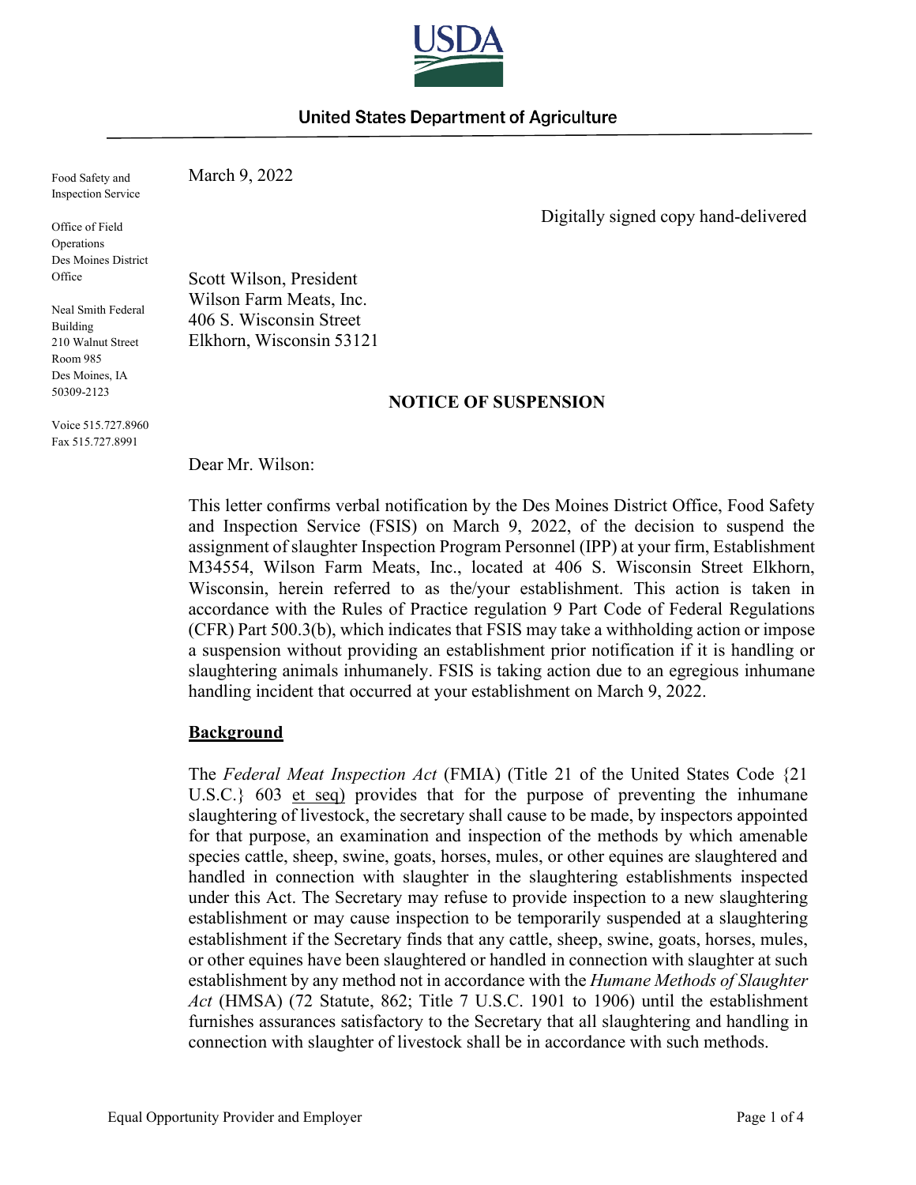USDA

United States Department of Agriculture

Food Safety and Inspection Service

Office of Field Operations
Des Moines District Office

Neal Smith Federal Building
210 Walnut Street
Room 985
Des Moines, IA
50309-2123

Voice 515.727.8960
Fax 515.727.8991

March 9, 2022

Digitally signed copy hand-delivered

Scott Wilson, President
Wilson Farm Meats, Inc.
406 S. Wisconsin Street
Elkhorn, Wisconsin 53121

**NOTICE OF SUSPENSION**

Dear Mr. Wilson:

This letter confirms verbal notification by the Des Moines District Office, Food Safety and Inspection Service (FSIS) on March 9, 2022, of the decision to suspend the assignment of slaughter Inspection Program Personnel (IPP) at your firm, Establishment M34554, Wilson Farm Meats, Inc., located at 406 S. Wisconsin Street Elkhorn, Wisconsin, herein referred to as the/your establishment. This action is taken in accordance with the Rules of Practice regulation 9 Part Code of Federal Regulations (CFR) Part 500.3(b), which indicates that FSIS may take a withholding action or impose a suspension without providing an establishment prior notification if it is handling or slaughtering animals inhumanely. FSIS is taking action due to an egregious inhumane handling incident that occurred at your establishment on March 9, 2022.

## Background

The *Federal Meat Inspection Act* (FMIA) (Title 21 of the United States Code {21 U.S.C.} 603 et seq) provides that for the purpose of preventing the inhumane slaughtering of livestock, the secretary shall cause to be made, by inspectors appointed for that purpose, an examination and inspection of the methods by which amenable species cattle, sheep, swine, goats, horses, mules, or other equines are slaughtered and handled in connection with slaughter in the slaughtering establishments inspected under this Act. The Secretary may refuse to provide inspection to a new slaughtering establishment or may cause inspection to be temporarily suspended at a slaughtering establishment if the Secretary finds that any cattle, sheep, swine, goats, horses, mules, or other equines have been slaughtered or handled in connection with slaughter at such establishment by any method not in accordance with the *Humane Methods of Slaughter Act* (HMSA) (72 Statute, 862; Title 7 U.S.C. 1901 to 1906) until the establishment furnishes assurances satisfactory to the Secretary that all slaughtering and handling in connection with slaughter of livestock shall be in accordance with such methods.

Equal Opportunity Provider and Employer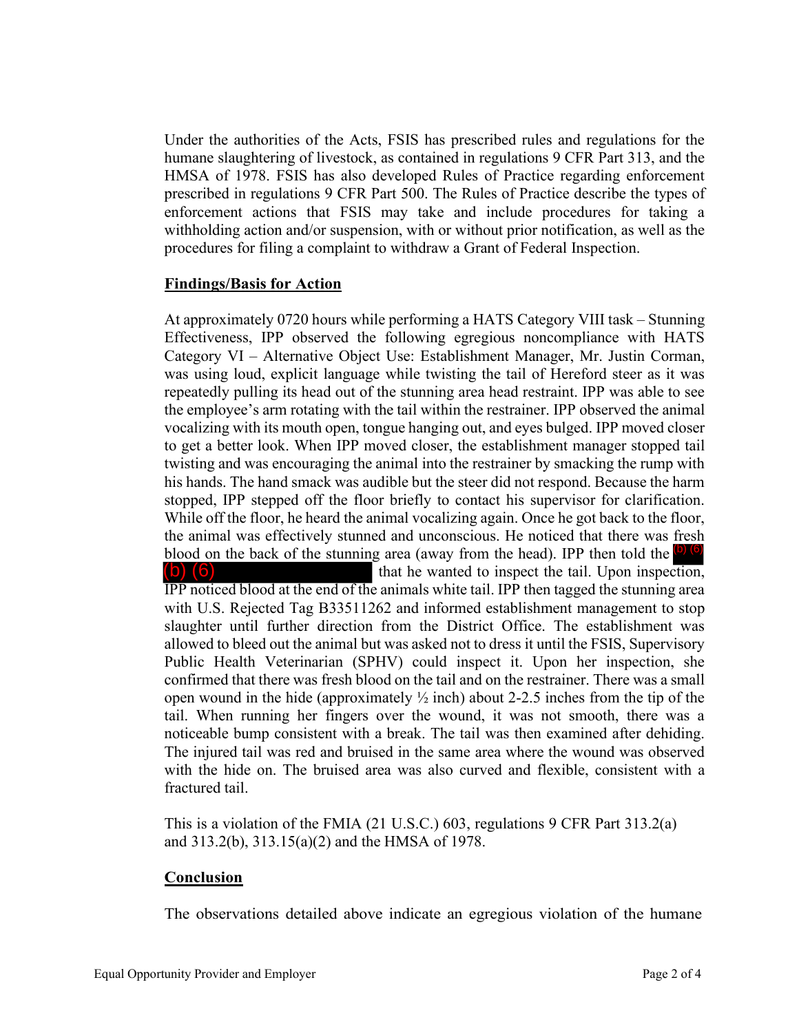Under the authorities of the Acts, FSIS has prescribed rules and regulations for the humane slaughtering of livestock, as contained in regulations 9 CFR Part 313, and the HMSA of 1978. FSIS has also developed Rules of Practice regarding enforcement prescribed in regulations 9 CFR Part 500. The Rules of Practice describe the types of enforcement actions that FSIS may take and include procedures for taking a withholding action and/or suspension, with or without prior notification, as well as the procedures for filing a complaint to withdraw a Grant of Federal Inspection.

**Findings/Basis for Action**

At approximately 0720 hours while performing a HATS Category VIII task – Stunning Effectiveness, IPP observed the following egregious noncompliance with HATS Category VI – Alternative Object Use: Establishment Manager, Mr. Justin Corman, was using loud, explicit language while twisting the tail of Hereford steer as it was repeatedly pulling its head out of the stunning area head restraint. IPP was able to see the employee's arm rotating with the tail within the restrainer. IPP observed the animal vocalizing with its mouth open, tongue hanging out, and eyes bulged. IPP moved closer to get a better look. When IPP moved closer, the establishment manager stopped tail twisting and was encouraging the animal into the restrainer by smacking the rump with his hands. The hand smack was audible but the steer did not respond. Because the harm stopped, IPP stepped off the floor briefly to contact his supervisor for clarification. While off the floor, he heard the animal vocalizing again. Once he got back to the floor, the animal was effectively stunned and unconscious. He noticed that there was fresh blood on the back of the stunning area (away from the head). IPP then told the (b) (6) (b) (6) that he wanted to inspect the tail. Upon inspection, IPP noticed blood at the end of the animals white tail. IPP then tagged the stunning area with U.S. Rejected Tag B33511262 and informed establishment management to stop slaughter until further direction from the District Office. The establishment was allowed to bleed out the animal but was asked not to dress it until the FSIS, Supervisory Public Health Veterinarian (SPHV) could inspect it. Upon her inspection, she confirmed that there was fresh blood on the tail and on the restrainer. There was a small open wound in the hide (approximately ½ inch) about 2-2.5 inches from the tip of the tail. When running her fingers over the wound, it was not smooth, there was a noticeable bump consistent with a break. The tail was then examined after dehiding. The injured tail was red and bruised in the same area where the wound was observed with the hide on. The bruised area was also curved and flexible, consistent with a fractured tail.

This is a violation of the FMIA (21 U.S.C.) 603, regulations 9 CFR Part 313.2(a) and 313.2(b), 313.15(a)(2) and the HMSA of 1978.

**Conclusion**

The observations detailed above indicate an egregious violation of the humane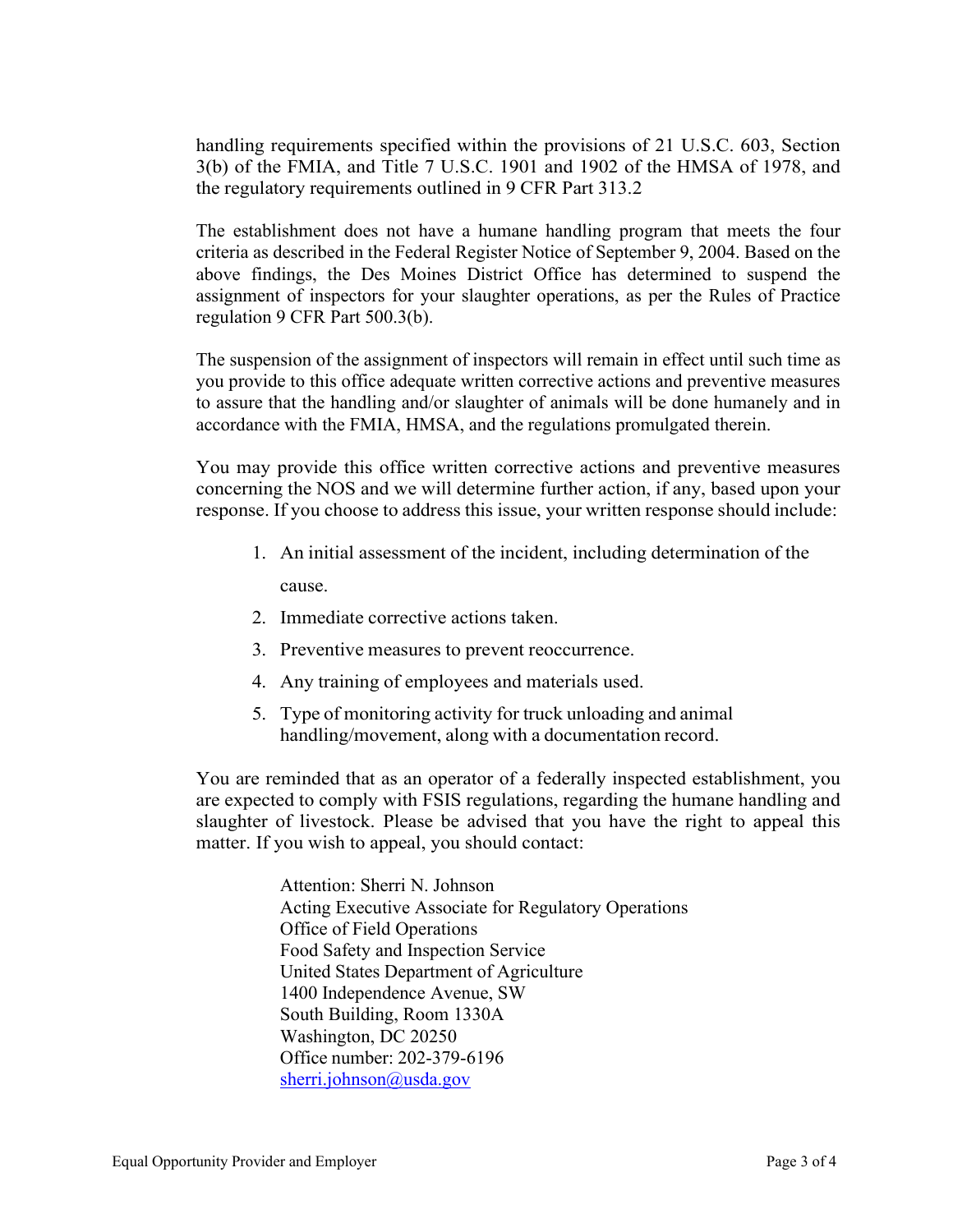handling requirements specified within the provisions of 21 U.S.C. 603, Section 3(b) of the FMIA, and Title 7 U.S.C. 1901 and 1902 of the HMSA of 1978, and the regulatory requirements outlined in 9 CFR Part 313.2

The establishment does not have a humane handling program that meets the four criteria as described in the Federal Register Notice of September 9, 2004. Based on the above findings, the Des Moines District Office has determined to suspend the assignment of inspectors for your slaughter operations, as per the Rules of Practice regulation 9 CFR Part 500.3(b).

The suspension of the assignment of inspectors will remain in effect until such time as you provide to this office adequate written corrective actions and preventive measures to assure that the handling and/or slaughter of animals will be done humanely and in accordance with the FMIA, HMSA, and the regulations promulgated therein.

You may provide this office written corrective actions and preventive measures concerning the NOS and we will determine further action, if any, based upon your response. If you choose to address this issue, your written response should include:

1. An initial assessment of the incident, including determination of the cause.
2. Immediate corrective actions taken.
3. Preventive measures to prevent reoccurrence.
4. Any training of employees and materials used.
5. Type of monitoring activity for truck unloading and animal handling/movement, along with a documentation record.

You are reminded that as an operator of a federally inspected establishment, you are expected to comply with FSIS regulations, regarding the humane handling and slaughter of livestock. Please be advised that you have the right to appeal this matter. If you wish to appeal, you should contact:

Attention: Sherri N. Johnson
Acting Executive Associate for Regulatory Operations
Office of Field Operations
Food Safety and Inspection Service
United States Department of Agriculture
1400 Independence Avenue, SW
South Building, Room 1330A
Washington, DC 20250
Office number: 202-379-6196
sherri.johnson@usda.gov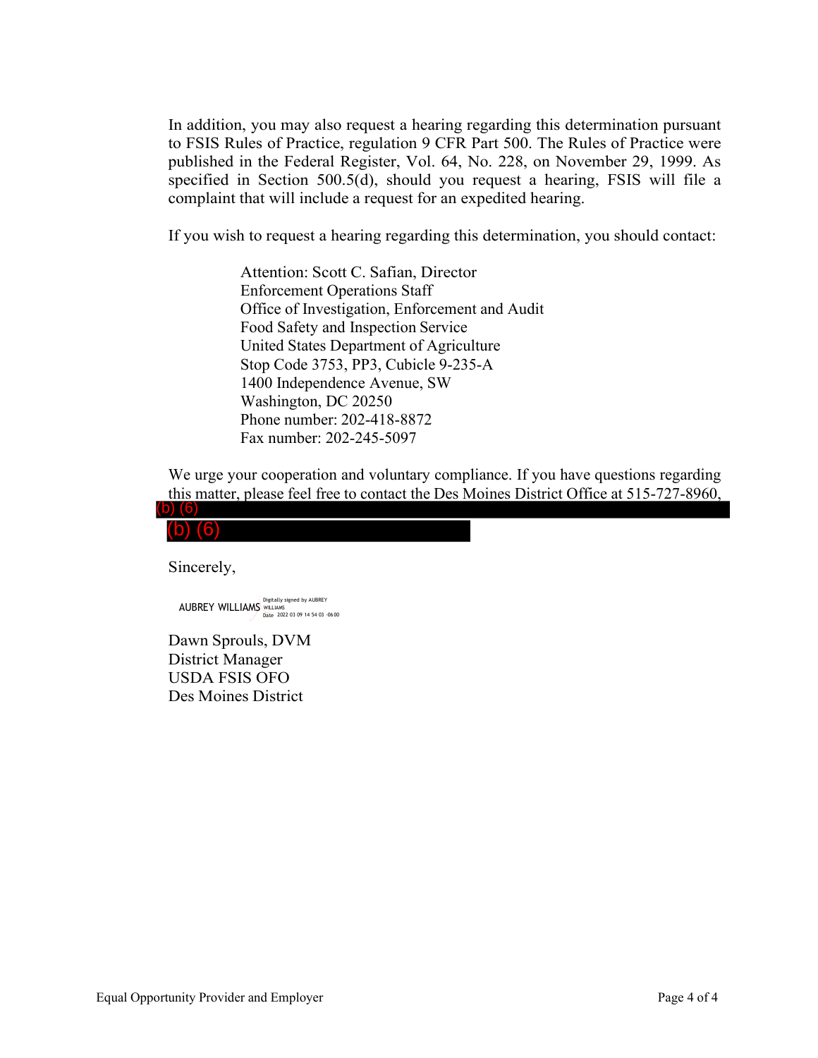In addition, you may also request a hearing regarding this determination pursuant to FSIS Rules of Practice, regulation 9 CFR Part 500. The Rules of Practice were published in the Federal Register, Vol. 64, No. 228, on November 29, 1999. As specified in Section 500.5(d), should you request a hearing, FSIS will file a complaint that will include a request for an expedited hearing.

If you wish to request a hearing regarding this determination, you should contact:

> Attention: Scott C. Safian, Director
> Enforcement Operations Staff
> Office of Investigation, Enforcement and Audit
> Food Safety and Inspection Service
> United States Department of Agriculture
> Stop Code 3753, PP3, Cubicle 9-235-A
> 1400 Independence Avenue, SW
> Washington, DC 20250
> Phone number: 202-418-8872
> Fax number: 202-245-5097

We urge your cooperation and voluntary compliance. If you have questions regarding this matter, please feel free to contact the Des Moines District Office at 515-727-8960, (b) (6)
(b) (6)

Sincerely,

AUBREY WILLIAMS Digitally signed by AUBREY WILLIAMS Date: 2022.03.09 14:54:03 -06'00'

Dawn Sprouls, DVM
District Manager
USDA FSIS OFO
Des Moines District

Equal Opportunity Provider and Employer